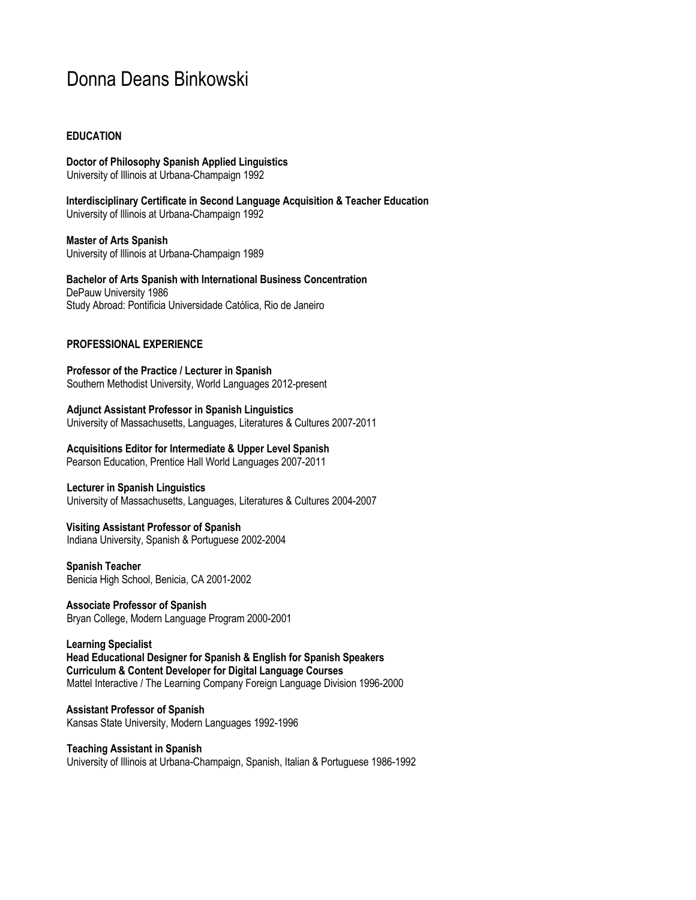# Donna Deans Binkowski

## EDUCATION

**Doctor of Philosophy Spanish Applied Linguistics**
University of Illinois at Urbana-Champaign 1992

**Interdisciplinary Certificate in Second Language Acquisition & Teacher Education**
University of Illinois at Urbana-Champaign 1992

**Master of Arts Spanish**
University of Illinois at Urbana-Champaign 1989

**Bachelor of Arts Spanish with International Business Concentration**
DePauw University 1986
Study Abroad: Pontificia Universidade Católica, Rio de Janeiro

## PROFESSIONAL EXPERIENCE

**Professor of the Practice / Lecturer in Spanish**
Southern Methodist University, World Languages 2012-present

**Adjunct Assistant Professor in Spanish Linguistics**
University of Massachusetts, Languages, Literatures & Cultures 2007-2011

**Acquisitions Editor for Intermediate & Upper Level Spanish**
Pearson Education, Prentice Hall World Languages 2007-2011

**Lecturer in Spanish Linguistics**
University of Massachusetts, Languages, Literatures & Cultures 2004-2007

**Visiting Assistant Professor of Spanish**
Indiana University, Spanish & Portuguese 2002-2004

**Spanish Teacher**
Benicia High School, Benicia, CA 2001-2002

**Associate Professor of Spanish**
Bryan College, Modern Language Program 2000-2001

**Learning Specialist**
**Head Educational Designer for Spanish & English for Spanish Speakers**
**Curriculum & Content Developer for Digital Language Courses**
Mattel Interactive / The Learning Company Foreign Language Division 1996-2000

**Assistant Professor of Spanish**
Kansas State University, Modern Languages 1992-1996

**Teaching Assistant in Spanish**
University of Illinois at Urbana-Champaign, Spanish, Italian & Portuguese 1986-1992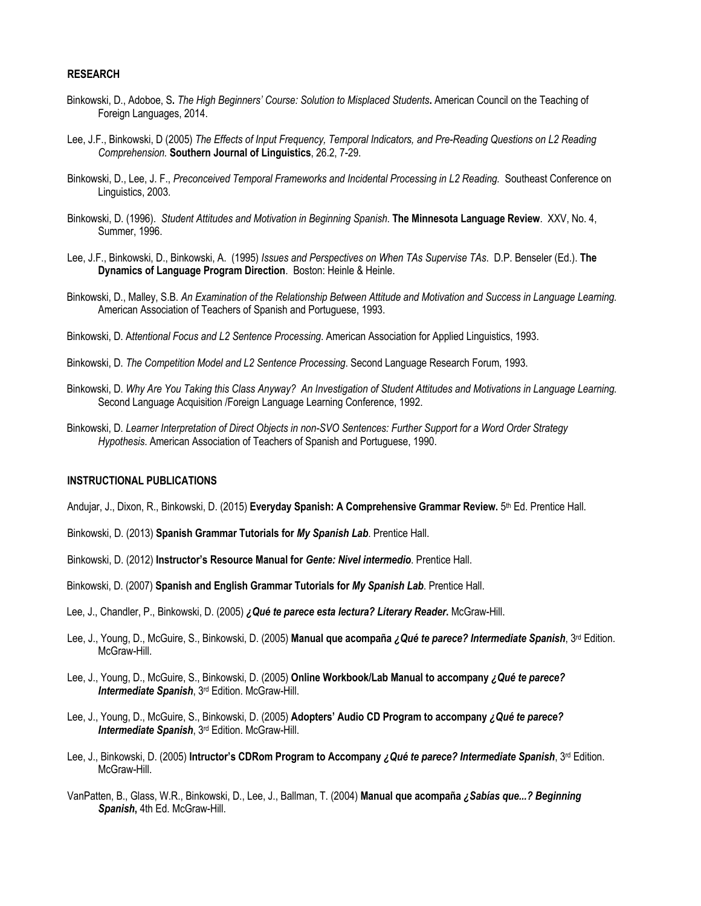## RESEARCH

Binkowski, D., Adoboe, S. *The High Beginners' Course: Solution to Misplaced Students***.** American Council on the Teaching of Foreign Languages, 2014.

Lee, J.F., Binkowski, D (2005) *The Effects of Input Frequency, Temporal Indicators, and Pre-Reading Questions on L2 Reading Comprehension.* **Southern Journal of Linguistics**, 26.2, 7-29.

Binkowski, D., Lee, J. F., *Preconceived Temporal Frameworks and Incidental Processing in L2 Reading.* Southeast Conference on Linguistics, 2003.

Binkowski, D. (1996). *Student Attitudes and Motivation in Beginning Spanish*. **The Minnesota Language Review**. XXV, No. 4, Summer, 1996.

Lee, J.F., Binkowski, D., Binkowski, A. (1995) *Issues and Perspectives on When TAs Supervise TAs*. D.P. Benseler (Ed.). **The Dynamics of Language Program Direction**. Boston: Heinle & Heinle.

Binkowski, D., Malley, S.B. *An Examination of the Relationship Between Attitude and Motivation and Success in Language Learning.* American Association of Teachers of Spanish and Portuguese, 1993.

Binkowski, D. A*ttentional Focus and L2 Sentence Processing.* American Association for Applied Linguistics, 1993.

Binkowski, D. *The Competition Model and L2 Sentence Processing*. Second Language Research Forum, 1993.

Binkowski, D. *Why Are You Taking this Class Anyway? An Investigation of Student Attitudes and Motivations in Language Learning.* Second Language Acquisition /Foreign Language Learning Conference, 1992.

Binkowski, D. *Learner Interpretation of Direct Objects in non-SVO Sentences: Further Support for a Word Order Strategy Hypothesis*. American Association of Teachers of Spanish and Portuguese, 1990.

## INSTRUCTIONAL PUBLICATIONS

Andujar, J., Dixon, R., Binkowski, D. (2015) **Everyday Spanish: A Comprehensive Grammar Review.** 5th Ed. Prentice Hall.

Binkowski, D. (2013) **Spanish Grammar Tutorials for *My Spanish Lab***. Prentice Hall.

Binkowski, D. (2012) **Instructor's Resource Manual for *Gente: Nivel intermedio***. Prentice Hall.

Binkowski, D. (2007) **Spanish and English Grammar Tutorials for *My Spanish Lab***. Prentice Hall.

Lee, J., Chandler, P., Binkowski, D. (2005) ***¿Qué te parece esta lectura? Literary Reader***. McGraw-Hill.

Lee, J., Young, D., McGuire, S., Binkowski, D. (2005) **Manual que acompaña *¿Qué te parece? Intermediate Spanish***, 3rd Edition. McGraw-Hill.

Lee, J., Young, D., McGuire, S., Binkowski, D. (2005) **Online Workbook/Lab Manual to accompany *¿Qué te parece? Intermediate Spanish***, 3rd Edition. McGraw-Hill.

Lee, J., Young, D., McGuire, S., Binkowski, D. (2005) **Adopters' Audio CD Program to accompany *¿Qué te parece? Intermediate Spanish***, 3rd Edition. McGraw-Hill.

Lee, J., Binkowski, D. (2005) **Intructor's CDRom Program to Accompany *¿Qué te parece? Intermediate Spanish***, 3rd Edition. McGraw-Hill.

VanPatten, B., Glass, W.R., Binkowski, D., Lee, J., Ballman, T. (2004) **Manual que acompaña *¿Sabías que...? Beginning Spanish***, 4th Ed. McGraw-Hill.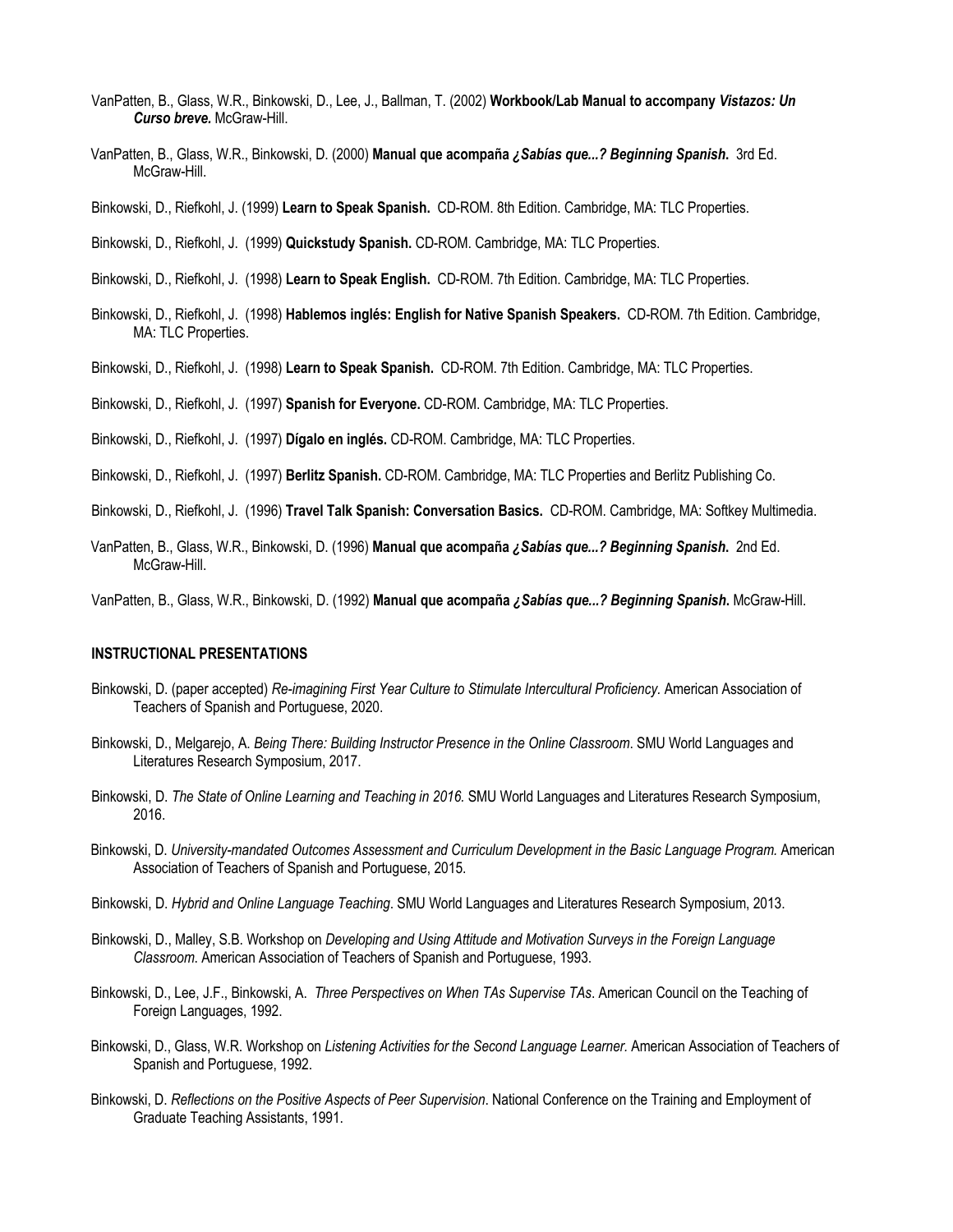VanPatten, B., Glass, W.R., Binkowski, D., Lee, J., Ballman, T. (2002) **Workbook/Lab Manual to accompany *Vistazos: Un Curso breve.*** McGraw-Hill.

VanPatten, B., Glass, W.R., Binkowski, D. (2000) **Manual que acompaña *¿Sabías que...? Beginning Spanish.*** 3rd Ed. McGraw-Hill.

Binkowski, D., Riefkohl, J. (1999) **Learn to Speak Spanish.** CD-ROM. 8th Edition. Cambridge, MA: TLC Properties.

Binkowski, D., Riefkohl, J. (1999) **Quickstudy Spanish.** CD-ROM. Cambridge, MA: TLC Properties.

Binkowski, D., Riefkohl, J. (1998) **Learn to Speak English.** CD-ROM. 7th Edition. Cambridge, MA: TLC Properties.

Binkowski, D., Riefkohl, J. (1998) **Hablemos inglés: English for Native Spanish Speakers.** CD-ROM. 7th Edition. Cambridge, MA: TLC Properties.

Binkowski, D., Riefkohl, J. (1998) **Learn to Speak Spanish.** CD-ROM. 7th Edition. Cambridge, MA: TLC Properties.

Binkowski, D., Riefkohl, J. (1997) **Spanish for Everyone.** CD-ROM. Cambridge, MA: TLC Properties.

Binkowski, D., Riefkohl, J. (1997) **Dígalo en inglés.** CD-ROM. Cambridge, MA: TLC Properties.

Binkowski, D., Riefkohl, J. (1997) **Berlitz Spanish.** CD-ROM. Cambridge, MA: TLC Properties and Berlitz Publishing Co.

Binkowski, D., Riefkohl, J. (1996) **Travel Talk Spanish: Conversation Basics.** CD-ROM. Cambridge, MA: Softkey Multimedia.

VanPatten, B., Glass, W.R., Binkowski, D. (1996) **Manual que acompaña *¿Sabías que...? Beginning Spanish.*** 2nd Ed. McGraw-Hill.

VanPatten, B., Glass, W.R., Binkowski, D. (1992) **Manual que acompaña *¿Sabías que...? Beginning Spanish*.** McGraw-Hill.

#### INSTRUCTIONAL PRESENTATIONS

Binkowski, D. (paper accepted) *Re-imagining First Year Culture to Stimulate Intercultural Proficiency.* American Association of Teachers of Spanish and Portuguese, 2020.

Binkowski, D., Melgarejo, A. *Being There: Building Instructor Presence in the Online Classroom*. SMU World Languages and Literatures Research Symposium, 2017.

Binkowski, D. *The State of Online Learning and Teaching in 2016.* SMU World Languages and Literatures Research Symposium, 2016.

Binkowski, D. *University-mandated Outcomes Assessment and Curriculum Development in the Basic Language Program.* American Association of Teachers of Spanish and Portuguese, 2015.

Binkowski, D. *Hybrid and Online Language Teaching*. SMU World Languages and Literatures Research Symposium, 2013.

Binkowski, D., Malley, S.B. Workshop on *Developing and Using Attitude and Motivation Surveys in the Foreign Language Classroom.* American Association of Teachers of Spanish and Portuguese, 1993.

Binkowski, D., Lee, J.F., Binkowski, A. *Three Perspectives on When TAs Supervise TAs*. American Council on the Teaching of Foreign Languages, 1992.

Binkowski, D., Glass, W.R. Workshop on *Listening Activities for the Second Language Learner.* American Association of Teachers of Spanish and Portuguese, 1992.

Binkowski, D. *Reflections on the Positive Aspects of Peer Supervision*. National Conference on the Training and Employment of Graduate Teaching Assistants, 1991.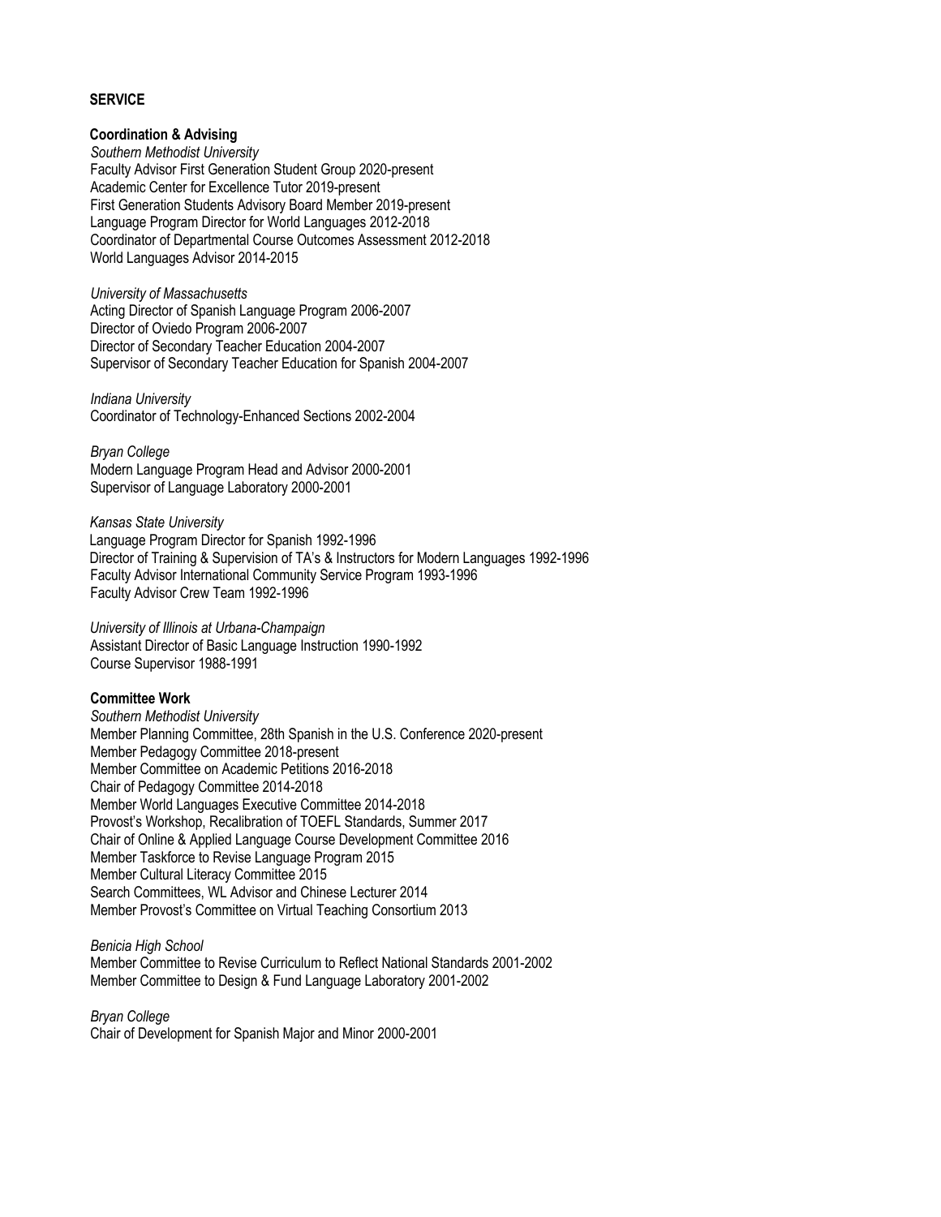## SERVICE

### Coordination & Advising

*Southern Methodist University*
Faculty Advisor First Generation Student Group 2020-present
Academic Center for Excellence Tutor 2019-present
First Generation Students Advisory Board Member 2019-present
Language Program Director for World Languages 2012-2018
Coordinator of Departmental Course Outcomes Assessment 2012-2018
World Languages Advisor 2014-2015

*University of Massachusetts*
Acting Director of Spanish Language Program 2006-2007
Director of Oviedo Program 2006-2007
Director of Secondary Teacher Education 2004-2007
Supervisor of Secondary Teacher Education for Spanish 2004-2007

*Indiana University*
Coordinator of Technology-Enhanced Sections 2002-2004

*Bryan College*
Modern Language Program Head and Advisor 2000-2001
Supervisor of Language Laboratory 2000-2001

*Kansas State University*
Language Program Director for Spanish 1992-1996
Director of Training & Supervision of TA's & Instructors for Modern Languages 1992-1996
Faculty Advisor International Community Service Program 1993-1996
Faculty Advisor Crew Team 1992-1996

*University of Illinois at Urbana-Champaign*
Assistant Director of Basic Language Instruction 1990-1992
Course Supervisor 1988-1991

### Committee Work

*Southern Methodist University*
Member Planning Committee, 28th Spanish in the U.S. Conference 2020-present
Member Pedagogy Committee 2018-present
Member Committee on Academic Petitions 2016-2018
Chair of Pedagogy Committee 2014-2018
Member World Languages Executive Committee 2014-2018
Provost's Workshop, Recalibration of TOEFL Standards, Summer 2017
Chair of Online & Applied Language Course Development Committee 2016
Member Taskforce to Revise Language Program 2015
Member Cultural Literacy Committee 2015
Search Committees, WL Advisor and Chinese Lecturer 2014
Member Provost's Committee on Virtual Teaching Consortium 2013

*Benicia High School*
Member Committee to Revise Curriculum to Reflect National Standards 2001-2002
Member Committee to Design & Fund Language Laboratory 2001-2002

*Bryan College*
Chair of Development for Spanish Major and Minor 2000-2001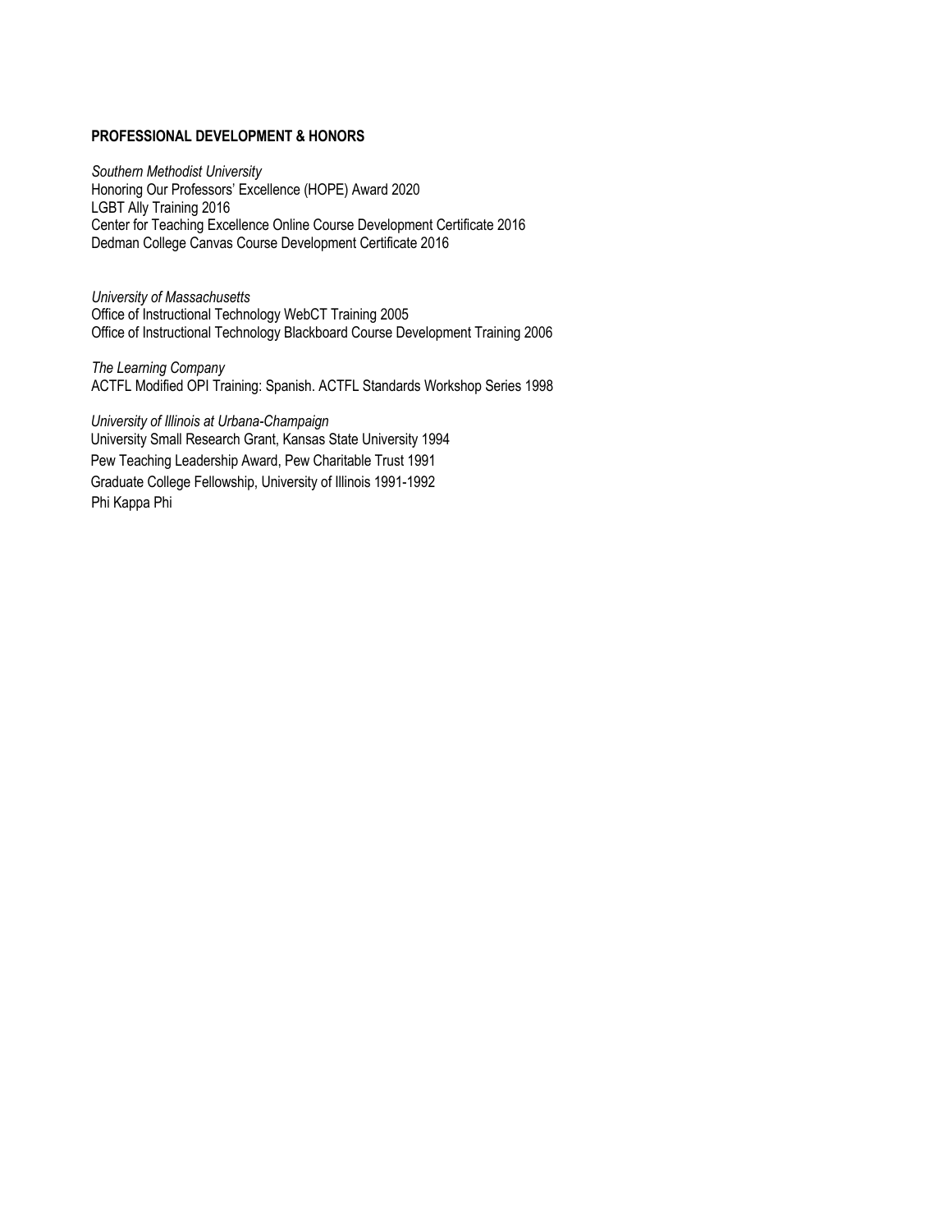**PROFESSIONAL DEVELOPMENT & HONORS**

*Southern Methodist University*
Honoring Our Professors' Excellence (HOPE) Award 2020
LGBT Ally Training 2016
Center for Teaching Excellence Online Course Development Certificate 2016
Dedman College Canvas Course Development Certificate 2016

*University of Massachusetts*
Office of Instructional Technology WebCT Training 2005
Office of Instructional Technology Blackboard Course Development Training 2006

*The Learning Company*
ACTFL Modified OPI Training: Spanish. ACTFL Standards Workshop Series 1998

*University of Illinois at Urbana-Champaign*
University Small Research Grant, Kansas State University 1994
Pew Teaching Leadership Award, Pew Charitable Trust 1991
Graduate College Fellowship, University of Illinois 1991-1992
Phi Kappa Phi